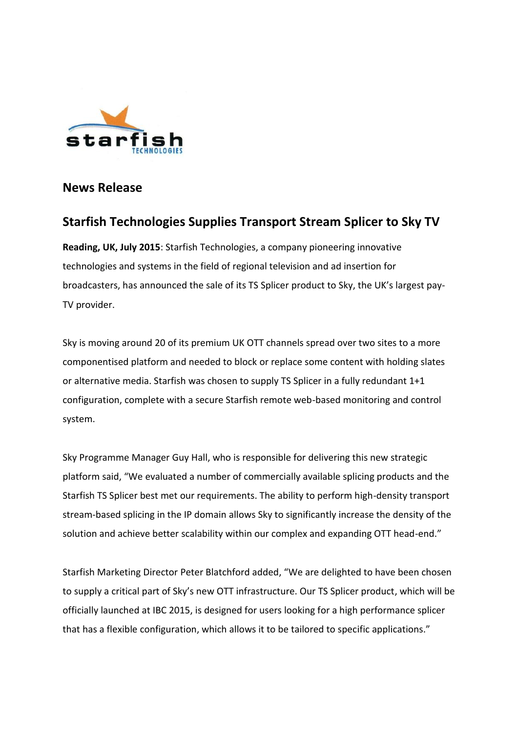starfish TECHNOLOGIES

## News Release

# Starfish Technologies Supplies Transport Stream Splicer to Sky TV

**Reading, UK, July 2015**: Starfish Technologies, a company pioneering innovative technologies and systems in the field of regional television and ad insertion for broadcasters, has announced the sale of its TS Splicer product to Sky, the UK's largest pay-TV provider.

Sky is moving around 20 of its premium UK OTT channels spread over two sites to a more componentised platform and needed to block or replace some content with holding slates or alternative media. Starfish was chosen to supply TS Splicer in a fully redundant 1+1 configuration, complete with a secure Starfish remote web-based monitoring and control system.

Sky Programme Manager Guy Hall, who is responsible for delivering this new strategic platform said, "We evaluated a number of commercially available splicing products and the Starfish TS Splicer best met our requirements. The ability to perform high-density transport stream-based splicing in the IP domain allows Sky to significantly increase the density of the solution and achieve better scalability within our complex and expanding OTT head-end."

Starfish Marketing Director Peter Blatchford added, "We are delighted to have been chosen to supply a critical part of Sky's new OTT infrastructure. Our TS Splicer product, which will be officially launched at IBC 2015, is designed for users looking for a high performance splicer that has a flexible configuration, which allows it to be tailored to specific applications."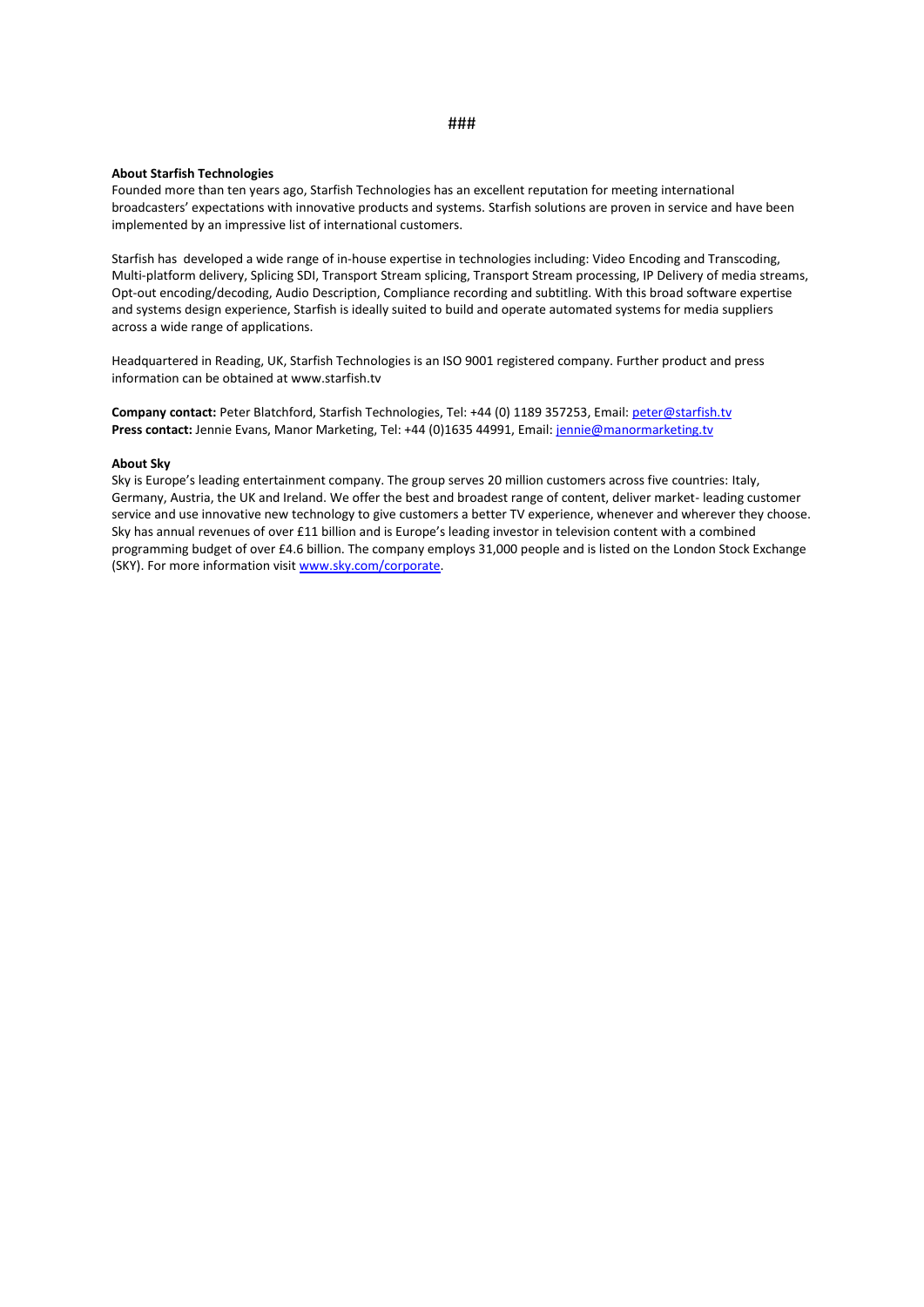###

**About Starfish Technologies**

Founded more than ten years ago, Starfish Technologies has an excellent reputation for meeting international broadcasters' expectations with innovative products and systems. Starfish solutions are proven in service and have been implemented by an impressive list of international customers.

Starfish has developed a wide range of in-house expertise in technologies including: Video Encoding and Transcoding, Multi-platform delivery, Splicing SDI, Transport Stream splicing, Transport Stream processing, IP Delivery of media streams, Opt-out encoding/decoding, Audio Description, Compliance recording and subtitling. With this broad software expertise and systems design experience, Starfish is ideally suited to build and operate automated systems for media suppliers across a wide range of applications.

Headquartered in Reading, UK, Starfish Technologies is an ISO 9001 registered company. Further product and press information can be obtained at www.starfish.tv

**Company contact:** Peter Blatchford, Starfish Technologies, Tel: +44 (0) 1189 357253, Email: peter@starfish.tv
**Press contact:** Jennie Evans, Manor Marketing, Tel: +44 (0)1635 44991, Email: jennie@manormarketing.tv

**About Sky**

Sky is Europe's leading entertainment company. The group serves 20 million customers across five countries: Italy, Germany, Austria, the UK and Ireland. We offer the best and broadest range of content, deliver market- leading customer service and use innovative new technology to give customers a better TV experience, whenever and wherever they choose. Sky has annual revenues of over £11 billion and is Europe's leading investor in television content with a combined programming budget of over £4.6 billion. The company employs 31,000 people and is listed on the London Stock Exchange (SKY). For more information visit www.sky.com/corporate.